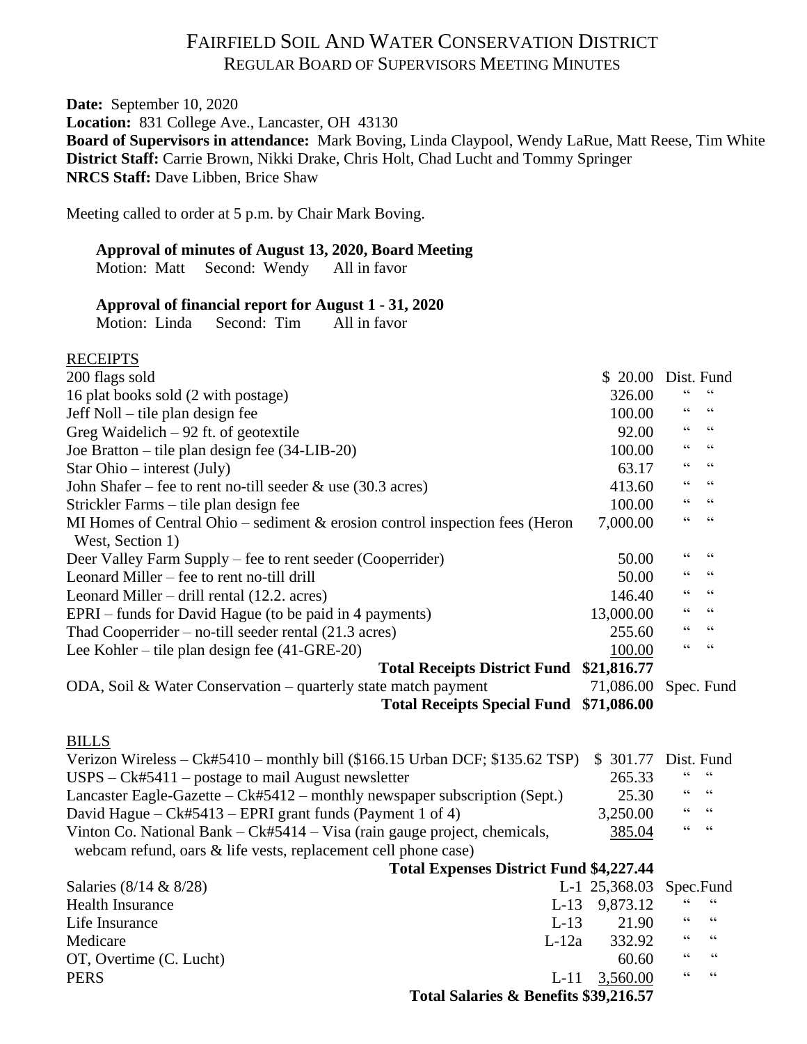# FAIRFIELD SOIL AND WATER CONSERVATION DISTRICT

## REGULAR BOARD OF SUPERVISORS MEETING MINUTES

**Date:** September 10, 2020
**Location:** 831 College Ave., Lancaster, OH 43130
**Board of Supervisors in attendance:** Mark Boving, Linda Claypool, Wendy LaRue, Matt Reese, Tim White
**District Staff:** Carrie Brown, Nikki Drake, Chris Holt, Chad Lucht and Tommy Springer
**NRCS Staff:** Dave Libben, Brice Shaw

Meeting called to order at 5 p.m. by Chair Mark Boving.

**Approval of minutes of August 13, 2020, Board Meeting**
Motion: Matt Second: Wendy All in favor

**Approval of financial report for August 1 - 31, 2020**
Motion: Linda Second: Tim All in favor

RECEIPTS

| Item | Amount | Fund |
|---|---|---|
| 200 flags sold | $ 20.00 | Dist. Fund |
| 16 plat books sold (2 with postage) | 326.00 | " " |
| Jeff Noll – tile plan design fee | 100.00 | " " |
| Greg Waidelich – 92 ft. of geotextile | 92.00 | " " |
| Joe Bratton – tile plan design fee (34-LIB-20) | 100.00 | " " |
| Star Ohio – interest (July) | 63.17 | " " |
| John Shafer – fee to rent no-till seeder & use (30.3 acres) | 413.60 | " " |
| Strickler Farms – tile plan design fee | 100.00 | " " |
| MI Homes of Central Ohio – sediment & erosion control inspection fees (Heron West, Section 1) | 7,000.00 | " " |
| Deer Valley Farm Supply – fee to rent seeder (Cooperrider) | 50.00 | " " |
| Leonard Miller – fee to rent no-till drill | 50.00 | " " |
| Leonard Miller – drill rental (12.2. acres) | 146.40 | " " |
| EPRI – funds for David Hague (to be paid in 4 payments) | 13,000.00 | " " |
| Thad Cooperrider – no-till seeder rental (21.3 acres) | 255.60 | " " |
| Lee Kohler – tile plan design fee (41-GRE-20) | 100.00 | " " |
| **Total Receipts District Fund** | **$21,816.77** | |
| ODA, Soil & Water Conservation – quarterly state match payment | 71,086.00 | Spec. Fund |
| **Total Receipts Special Fund** | **$71,086.00** | |

BILLS

| Item | | Amount | Fund |
|---|---|---|---|
| Verizon Wireless – Ck#5410 – monthly bill ($166.15 Urban DCF; $135.62 TSP) | | $ 301.77 | Dist. Fund |
| USPS – Ck#5411 – postage to mail August newsletter | | 265.33 | " " |
| Lancaster Eagle-Gazette – Ck#5412 – monthly newspaper subscription (Sept.) | | 25.30 | " " |
| David Hague – Ck#5413 – EPRI grant funds (Payment 1 of 4) | | 3,250.00 | " " |
| Vinton Co. National Bank – Ck#5414 – Visa (rain gauge project, chemicals, webcam refund, oars & life vests, replacement cell phone case) | | 385.04 | " " |
| **Total Expenses District Fund** | | **$4,227.44** | |
| Salaries (8/14 & 8/28) | L-1 | 25,368.03 | Spec.Fund |
| Health Insurance | L-13 | 9,873.12 | " " |
| Life Insurance | L-13 | 21.90 | " " |
| Medicare | L-12a | 332.92 | " " |
| OT, Overtime (C. Lucht) | | 60.60 | " " |
| PERS | L-11 | 3,560.00 | " " |
| **Total Salaries & Benefits** | | **$39,216.57** | |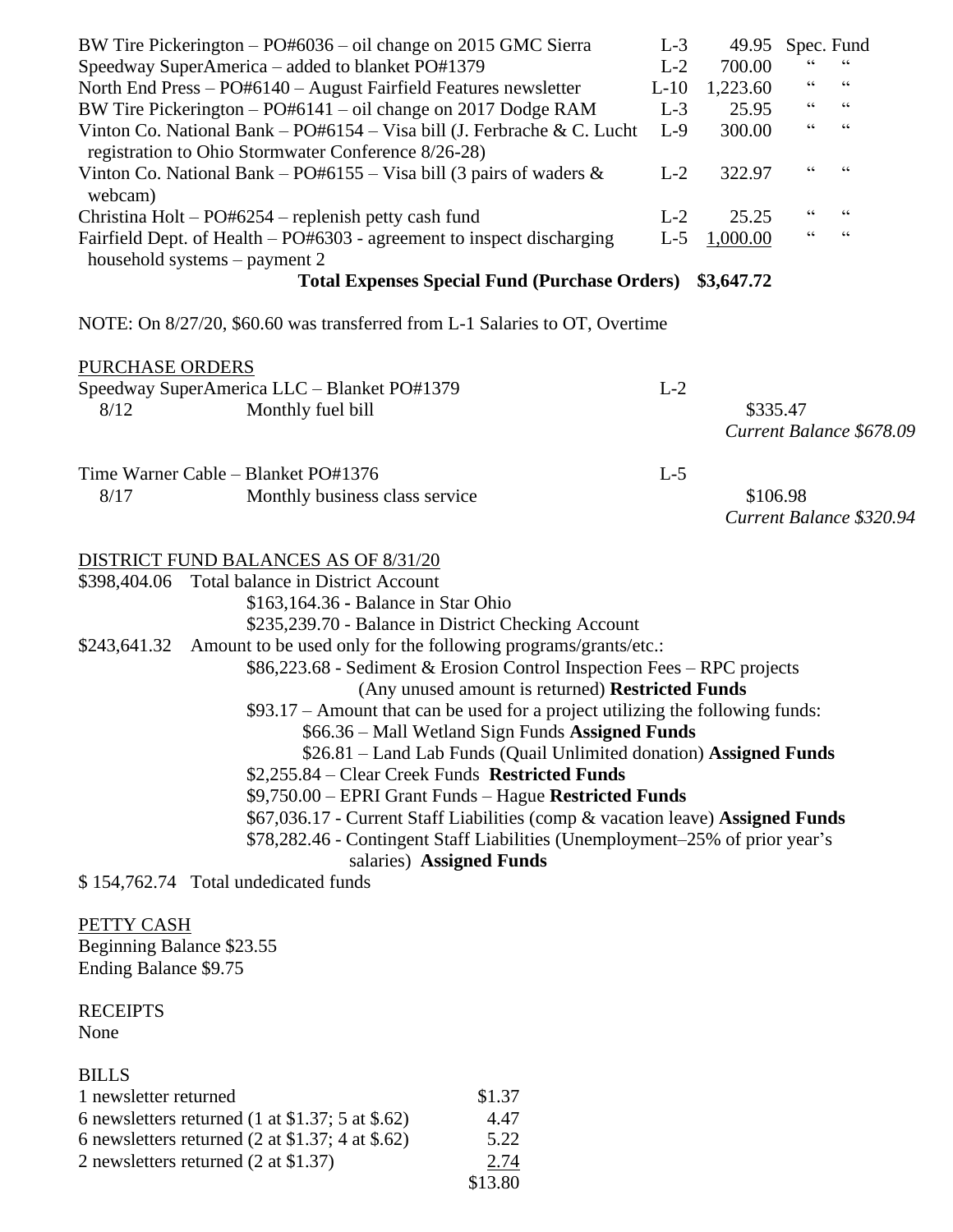| | | | |
|---|---|---|---|
| BW Tire Pickerington – PO#6036 – oil change on 2015 GMC Sierra | L-3 | 49.95 | Spec. Fund |
| Speedway SuperAmerica – added to blanket PO#1379 | L-2 | 700.00 | " " |
| North End Press – PO#6140 – August Fairfield Features newsletter | L-10 | 1,223.60 | " " |
| BW Tire Pickerington – PO#6141 – oil change on 2017 Dodge RAM | L-3 | 25.95 | " " |
| Vinton Co. National Bank – PO#6154 – Visa bill (J. Ferbrache & C. Lucht registration to Ohio Stormwater Conference 8/26-28) | L-9 | 300.00 | " " |
| Vinton Co. National Bank – PO#6155 – Visa bill (3 pairs of waders & webcam) | L-2 | 322.97 | " " |
| Christina Holt – PO#6254 – replenish petty cash fund | L-2 | 25.25 | " " |
| Fairfield Dept. of Health – PO#6303 - agreement to inspect discharging household systems – payment 2 | L-5 | 1,000.00 | " " |
| **Total Expenses Special Fund (Purchase Orders)** | | **$3,647.72** | |

NOTE: On 8/27/20, $60.60 was transferred from L-1 Salaries to OT, Overtime

PURCHASE ORDERS

Speedway SuperAmerica LLC – Blanket PO#1379 L-2

8/12 Monthly fuel bill $335.47

*Current Balance $678.09*

Time Warner Cable – Blanket PO#1376 L-5

8/17 Monthly business class service $106.98

*Current Balance $320.94*

DISTRICT FUND BALANCES AS OF 8/31/20

$398,404.06 Total balance in District Account

- $163,164.36 - Balance in Star Ohio
- $235,239.70 - Balance in District Checking Account

$243,641.32 Amount to be used only for the following programs/grants/etc.:

- $86,223.68 - Sediment & Erosion Control Inspection Fees – RPC projects (Any unused amount is returned) **Restricted Funds**
- $93.17 – Amount that can be used for a project utilizing the following funds:
  - $66.36 – Mall Wetland Sign Funds **Assigned Funds**
  - $26.81 – Land Lab Funds (Quail Unlimited donation) **Assigned Funds**
- $2,255.84 – Clear Creek Funds **Restricted Funds**
- $9,750.00 – EPRI Grant Funds – Hague **Restricted Funds**
- $67,036.17 - Current Staff Liabilities (comp & vacation leave) **Assigned Funds**
- $78,282.46 - Contingent Staff Liabilities (Unemployment–25% of prior year's salaries) **Assigned Funds**

$ 154,762.74 Total undedicated funds

PETTY CASH

Beginning Balance $23.55

Ending Balance $9.75

RECEIPTS

None

BILLS

| | |
|---|---|
| 1 newsletter returned | $1.37 |
| 6 newsletters returned (1 at $1.37; 5 at $.62) | 4.47 |
| 6 newsletters returned (2 at $1.37; 4 at $.62) | 5.22 |
| 2 newsletters returned (2 at $1.37) | 2.74 |
| | $13.80 |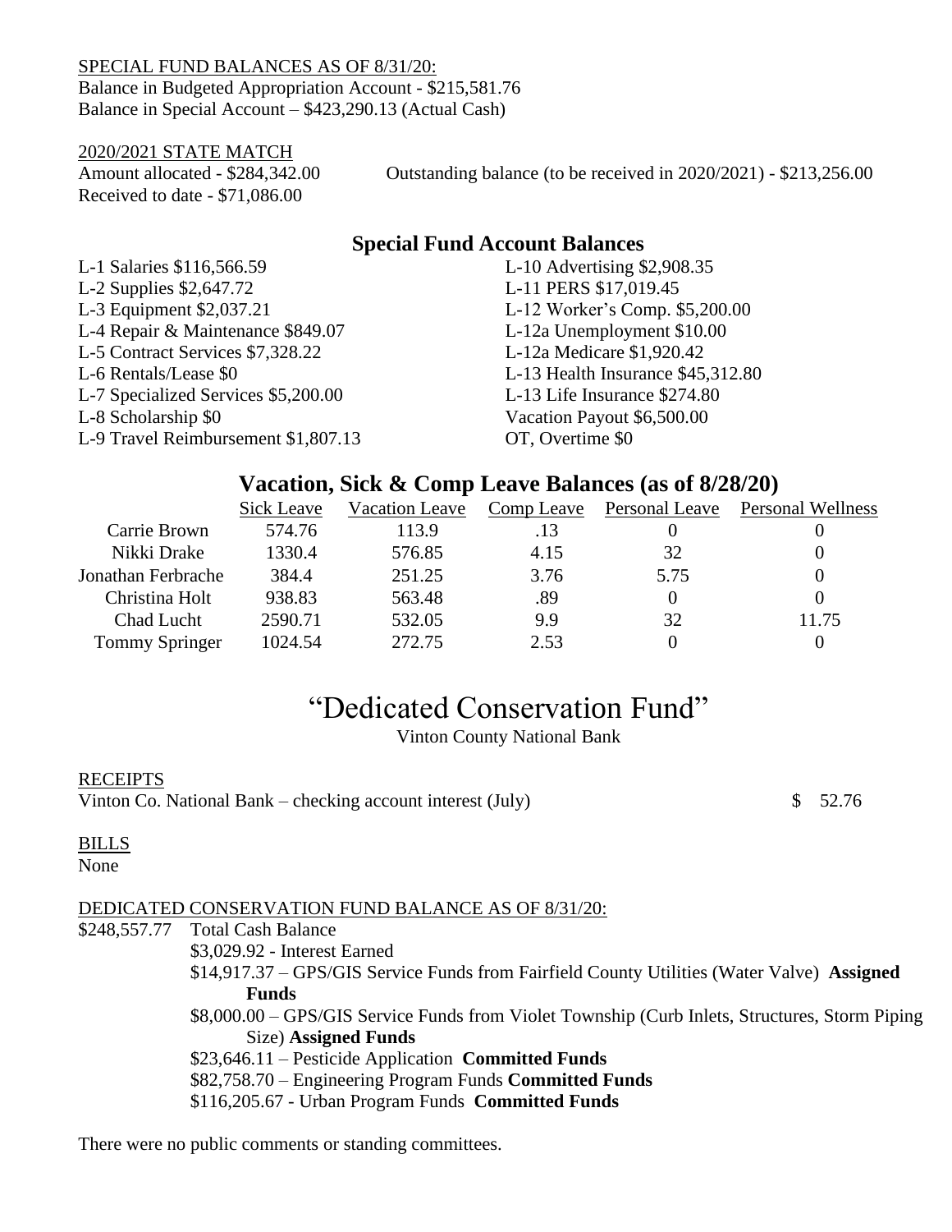SPECIAL FUND BALANCES AS OF 8/31/20:
Balance in Budgeted Appropriation Account - $215,581.76
Balance in Special Account – $423,290.13 (Actual Cash)

2020/2021 STATE MATCH
Amount allocated - $284,342.00
Received to date - $71,086.00
Outstanding balance (to be received in 2020/2021) - $213,256.00

## Special Fund Account Balances

L-1 Salaries $116,566.59
L-2 Supplies $2,647.72
L-3 Equipment $2,037.21
L-4 Repair & Maintenance $849.07
L-5 Contract Services $7,328.22
L-6 Rentals/Lease $0
L-7 Specialized Services $5,200.00
L-8 Scholarship $0
L-9 Travel Reimbursement $1,807.13
L-10 Advertising $2,908.35
L-11 PERS $17,019.45
L-12 Worker's Comp. $5,200.00
L-12a Unemployment $10.00
L-12a Medicare $1,920.42
L-13 Health Insurance $45,312.80
L-13 Life Insurance $274.80
Vacation Payout $6,500.00
OT, Overtime $0

## Vacation, Sick & Comp Leave Balances (as of 8/28/20)

| | Sick Leave | Vacation Leave | Comp Leave | Personal Leave | Personal Wellness |
|---|---|---|---|---|---|
| Carrie Brown | 574.76 | 113.9 | .13 | 0 | 0 |
| Nikki Drake | 1330.4 | 576.85 | 4.15 | 32 | 0 |
| Jonathan Ferbrache | 384.4 | 251.25 | 3.76 | 5.75 | 0 |
| Christina Holt | 938.83 | 563.48 | .89 | 0 | 0 |
| Chad Lucht | 2590.71 | 532.05 | 9.9 | 32 | 11.75 |
| Tommy Springer | 1024.54 | 272.75 | 2.53 | 0 | 0 |

# "Dedicated Conservation Fund"

Vinton County National Bank

RECEIPTS
Vinton Co. National Bank – checking account interest (July) $ 52.76

BILLS
None

DEDICATED CONSERVATION FUND BALANCE AS OF 8/31/20:
$248,557.77 Total Cash Balance
$3,029.92 - Interest Earned
$14,917.37 – GPS/GIS Service Funds from Fairfield County Utilities (Water Valve) **Assigned Funds**
$8,000.00 – GPS/GIS Service Funds from Violet Township (Curb Inlets, Structures, Storm Piping Size) **Assigned Funds**
$23,646.11 – Pesticide Application **Committed Funds**
$82,758.70 – Engineering Program Funds **Committed Funds**
$116,205.67 - Urban Program Funds **Committed Funds**

There were no public comments or standing committees.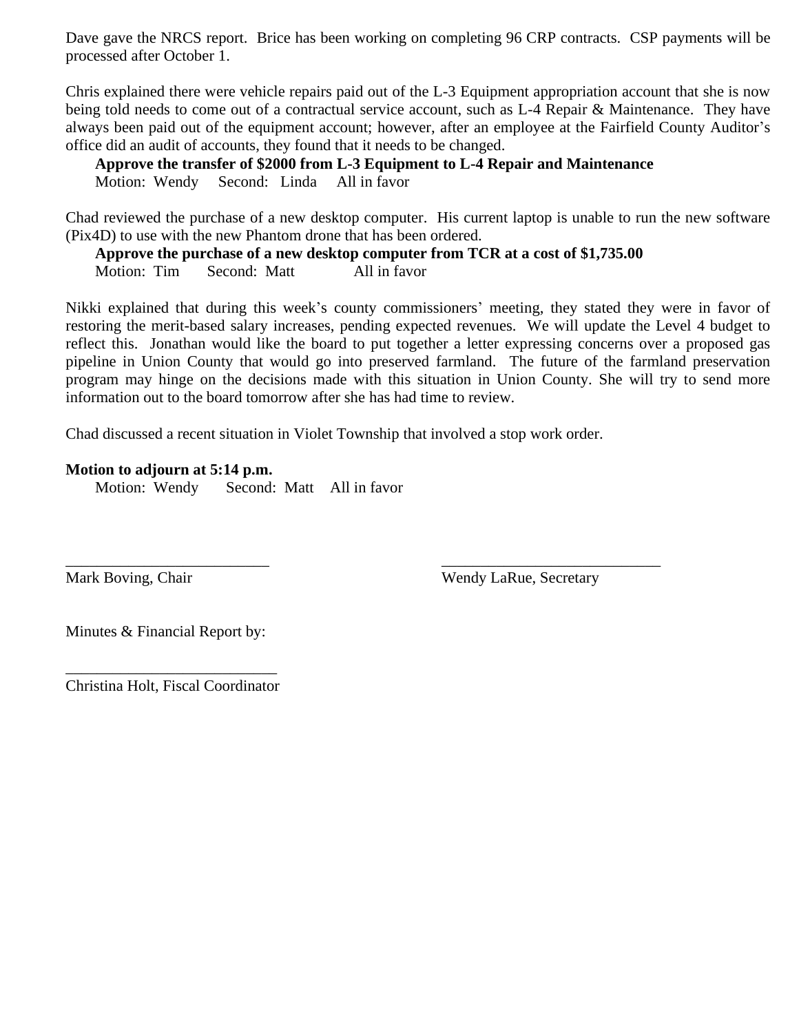Dave gave the NRCS report. Brice has been working on completing 96 CRP contracts. CSP payments will be processed after October 1.

Chris explained there were vehicle repairs paid out of the L-3 Equipment appropriation account that she is now being told needs to come out of a contractual service account, such as L-4 Repair & Maintenance. They have always been paid out of the equipment account; however, after an employee at the Fairfield County Auditor's office did an audit of accounts, they found that it needs to be changed.

**Approve the transfer of $2000 from L-3 Equipment to L-4 Repair and Maintenance**
Motion: Wendy Second: Linda All in favor

Chad reviewed the purchase of a new desktop computer. His current laptop is unable to run the new software (Pix4D) to use with the new Phantom drone that has been ordered.

**Approve the purchase of a new desktop computer from TCR at a cost of $1,735.00**
Motion: Tim Second: Matt All in favor

Nikki explained that during this week's county commissioners' meeting, they stated they were in favor of restoring the merit-based salary increases, pending expected revenues. We will update the Level 4 budget to reflect this. Jonathan would like the board to put together a letter expressing concerns over a proposed gas pipeline in Union County that would go into preserved farmland. The future of the farmland preservation program may hinge on the decisions made with this situation in Union County. She will try to send more information out to the board tomorrow after she has had time to review.

Chad discussed a recent situation in Violet Township that involved a stop work order.

**Motion to adjourn at 5:14 p.m.**
Motion: Wendy Second: Matt All in favor

___________________________ ___________________________
Mark Boving, Chair Wendy LaRue, Secretary

Minutes & Financial Report by:

___________________________
Christina Holt, Fiscal Coordinator